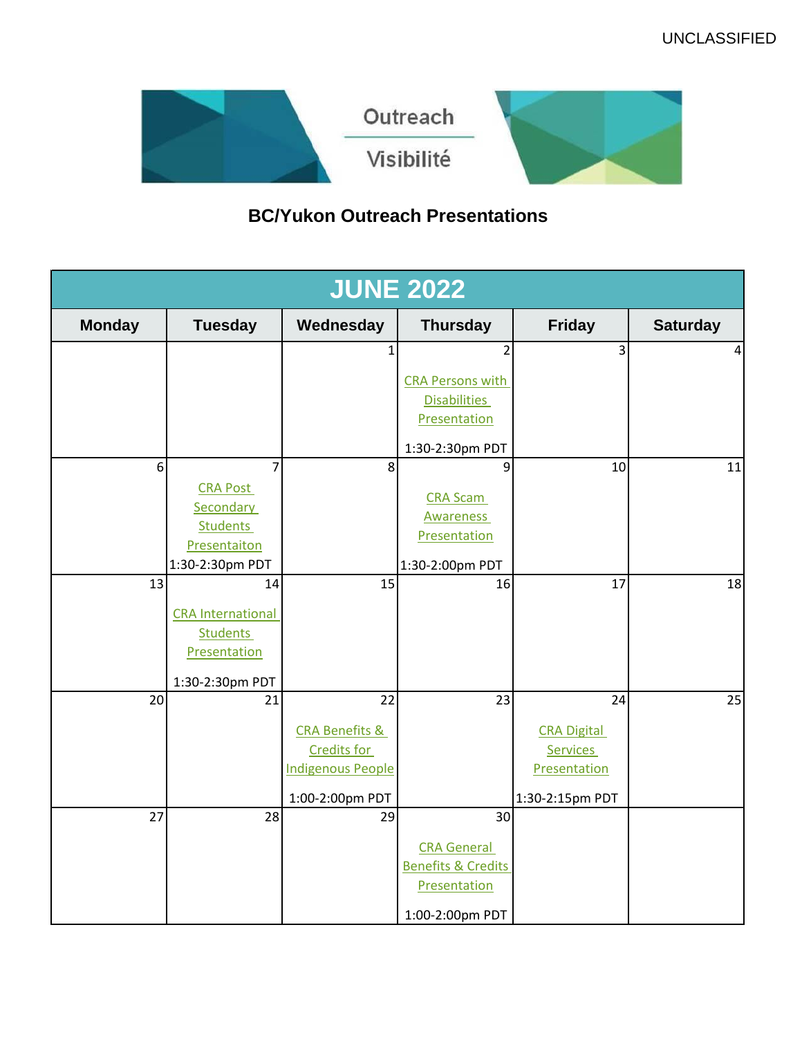UNCLASSIFIED

Outreach

Visibilité

## BC/Yukon Outreach Presentations

| JUNE 2022 | | | | | |
|---|---|---|---|---|---|
| **Monday** | **Tuesday** | **Wednesday** | **Thursday** | **Friday** | **Saturday** |
| | | 1 | 2<br>CRA Persons with Disabilities Presentation<br>1:30-2:30pm PDT | 3 | 4 |
| 6 | 7<br>CRA Post Secondary Students Presentaiton<br>1:30-2:30pm PDT | 8 | 9<br>CRA Scam Awareness Presentation<br>1:30-2:00pm PDT | 10 | 11 |
| 13 | 14<br>CRA International Students Presentation<br>1:30-2:30pm PDT | 15 | 16 | 17 | 18 |
| 20 | 21 | 22<br>CRA Benefits & Credits for Indigenous People<br>1:00-2:00pm PDT | 23 | 24<br>CRA Digital Services Presentation<br>1:30-2:15pm PDT | 25 |
| 27 | 28 | 29 | 30<br>CRA General Benefits & Credits Presentation<br>1:00-2:00pm PDT | | |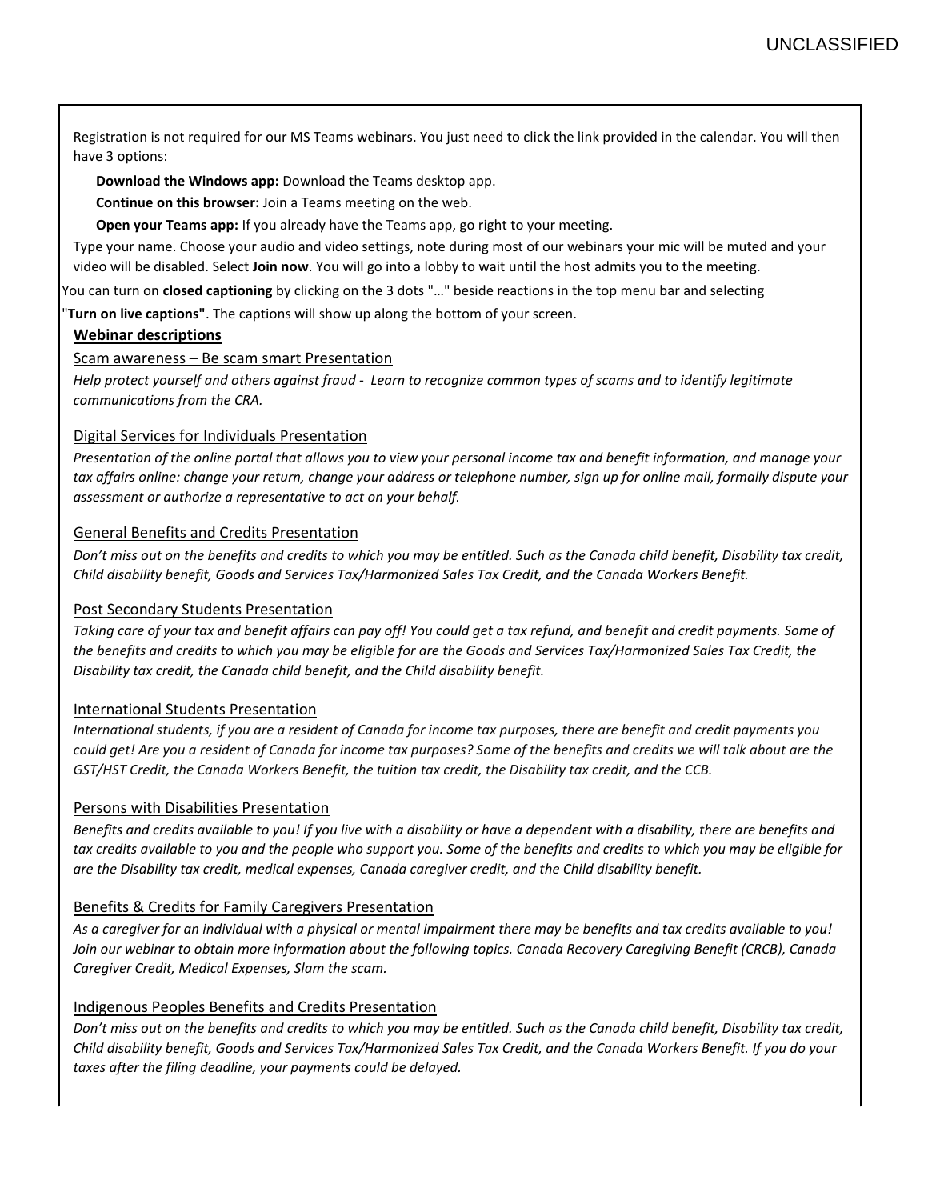Registration is not required for our MS Teams webinars. You just need to click the link provided in the calendar. You will then have 3 options:

**Download the Windows app:** Download the Teams desktop app.

**Continue on this browser:** Join a Teams meeting on the web.

**Open your Teams app:** If you already have the Teams app, go right to your meeting.

Type your name. Choose your audio and video settings, note during most of our webinars your mic will be muted and your video will be disabled. Select **Join now**. You will go into a lobby to wait until the host admits you to the meeting.

You can turn on **closed captioning** by clicking on the 3 dots "…" beside reactions in the top menu bar and selecting "**Turn on live captions"**. The captions will show up along the bottom of your screen.

## Webinar descriptions

### Scam awareness – Be scam smart Presentation

*Help protect yourself and others against fraud - Learn to recognize common types of scams and to identify legitimate communications from the CRA.*

### Digital Services for Individuals Presentation

*Presentation of the online portal that allows you to view your personal income tax and benefit information, and manage your tax affairs online: change your return, change your address or telephone number, sign up for online mail, formally dispute your assessment or authorize a representative to act on your behalf.*

### General Benefits and Credits Presentation

*Don't miss out on the benefits and credits to which you may be entitled. Such as the Canada child benefit, Disability tax credit, Child disability benefit, Goods and Services Tax/Harmonized Sales Tax Credit, and the Canada Workers Benefit.*

### Post Secondary Students Presentation

*Taking care of your tax and benefit affairs can pay off! You could get a tax refund, and benefit and credit payments. Some of the benefits and credits to which you may be eligible for are the Goods and Services Tax/Harmonized Sales Tax Credit, the Disability tax credit, the Canada child benefit, and the Child disability benefit.*

### International Students Presentation

*International students, if you are a resident of Canada for income tax purposes, there are benefit and credit payments you could get! Are you a resident of Canada for income tax purposes? Some of the benefits and credits we will talk about are the GST/HST Credit, the Canada Workers Benefit, the tuition tax credit, the Disability tax credit, and the CCB.*

### Persons with Disabilities Presentation

*Benefits and credits available to you! If you live with a disability or have a dependent with a disability, there are benefits and tax credits available to you and the people who support you. Some of the benefits and credits to which you may be eligible for are the Disability tax credit, medical expenses, Canada caregiver credit, and the Child disability benefit.*

### Benefits & Credits for Family Caregivers Presentation

*As a caregiver for an individual with a physical or mental impairment there may be benefits and tax credits available to you! Join our webinar to obtain more information about the following topics. Canada Recovery Caregiving Benefit (CRCB), Canada Caregiver Credit, Medical Expenses, Slam the scam.*

### Indigenous Peoples Benefits and Credits Presentation

*Don't miss out on the benefits and credits to which you may be entitled. Such as the Canada child benefit, Disability tax credit, Child disability benefit, Goods and Services Tax/Harmonized Sales Tax Credit, and the Canada Workers Benefit. If you do your taxes after the filing deadline, your payments could be delayed.*